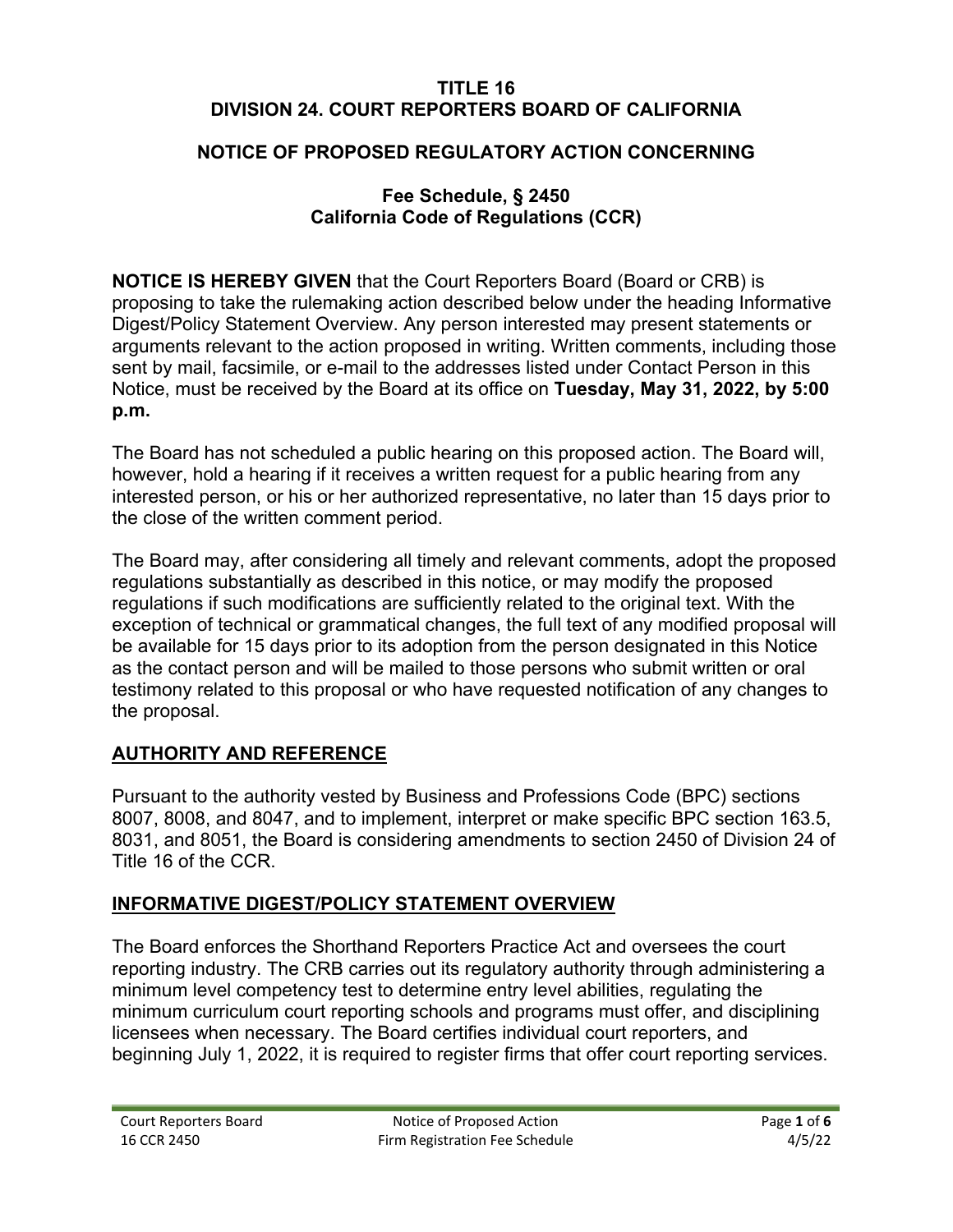# TITLE 16
# DIVISION 24. COURT REPORTERS BOARD OF CALIFORNIA

## NOTICE OF PROPOSED REGULATORY ACTION CONCERNING

### Fee Schedule, § 2450
### California Code of Regulations (CCR)

**NOTICE IS HEREBY GIVEN** that the Court Reporters Board (Board or CRB) is proposing to take the rulemaking action described below under the heading Informative Digest/Policy Statement Overview. Any person interested may present statements or arguments relevant to the action proposed in writing. Written comments, including those sent by mail, facsimile, or e-mail to the addresses listed under Contact Person in this Notice, must be received by the Board at its office on **Tuesday, May 31, 2022, by 5:00 p.m.**

The Board has not scheduled a public hearing on this proposed action. The Board will, however, hold a hearing if it receives a written request for a public hearing from any interested person, or his or her authorized representative, no later than 15 days prior to the close of the written comment period.

The Board may, after considering all timely and relevant comments, adopt the proposed regulations substantially as described in this notice, or may modify the proposed regulations if such modifications are sufficiently related to the original text. With the exception of technical or grammatical changes, the full text of any modified proposal will be available for 15 days prior to its adoption from the person designated in this Notice as the contact person and will be mailed to those persons who submit written or oral testimony related to this proposal or who have requested notification of any changes to the proposal.

## AUTHORITY AND REFERENCE

Pursuant to the authority vested by Business and Professions Code (BPC) sections 8007, 8008, and 8047, and to implement, interpret or make specific BPC section 163.5, 8031, and 8051, the Board is considering amendments to section 2450 of Division 24 of Title 16 of the CCR.

## INFORMATIVE DIGEST/POLICY STATEMENT OVERVIEW

The Board enforces the Shorthand Reporters Practice Act and oversees the court reporting industry. The CRB carries out its regulatory authority through administering a minimum level competency test to determine entry level abilities, regulating the minimum curriculum court reporting schools and programs must offer, and disciplining licensees when necessary. The Board certifies individual court reporters, and beginning July 1, 2022, it is required to register firms that offer court reporting services.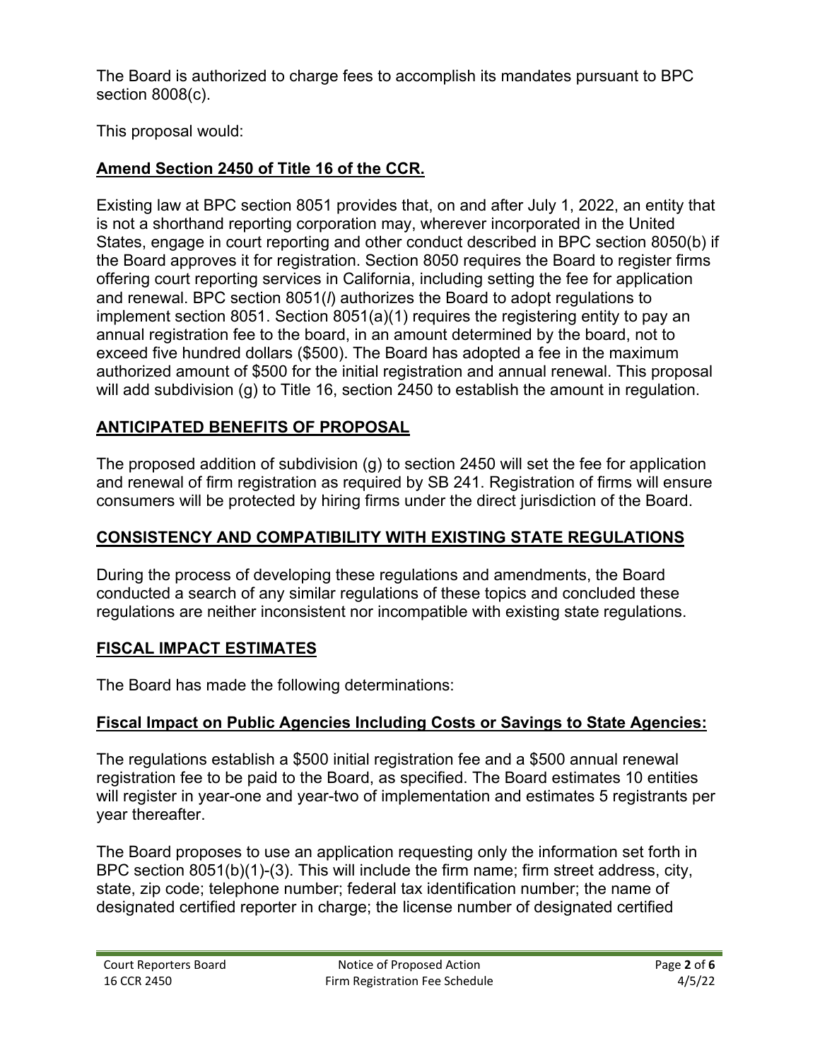The Board is authorized to charge fees to accomplish its mandates pursuant to BPC section 8008(c).

This proposal would:

**Amend Section 2450 of Title 16 of the CCR.**

Existing law at BPC section 8051 provides that, on and after July 1, 2022, an entity that is not a shorthand reporting corporation may, wherever incorporated in the United States, engage in court reporting and other conduct described in BPC section 8050(b) if the Board approves it for registration. Section 8050 requires the Board to register firms offering court reporting services in California, including setting the fee for application and renewal. BPC section 8051(*l*) authorizes the Board to adopt regulations to implement section 8051. Section 8051(a)(1) requires the registering entity to pay an annual registration fee to the board, in an amount determined by the board, not to exceed five hundred dollars ($500). The Board has adopted a fee in the maximum authorized amount of $500 for the initial registration and annual renewal. This proposal will add subdivision (g) to Title 16, section 2450 to establish the amount in regulation.

## ANTICIPATED BENEFITS OF PROPOSAL

The proposed addition of subdivision (g) to section 2450 will set the fee for application and renewal of firm registration as required by SB 241. Registration of firms will ensure consumers will be protected by hiring firms under the direct jurisdiction of the Board.

## CONSISTENCY AND COMPATIBILITY WITH EXISTING STATE REGULATIONS

During the process of developing these regulations and amendments, the Board conducted a search of any similar regulations of these topics and concluded these regulations are neither inconsistent nor incompatible with existing state regulations.

## FISCAL IMPACT ESTIMATES

The Board has made the following determinations:

**Fiscal Impact on Public Agencies Including Costs or Savings to State Agencies:**

The regulations establish a $500 initial registration fee and a $500 annual renewal registration fee to be paid to the Board, as specified. The Board estimates 10 entities will register in year-one and year-two of implementation and estimates 5 registrants per year thereafter.

The Board proposes to use an application requesting only the information set forth in BPC section 8051(b)(1)-(3). This will include the firm name; firm street address, city, state, zip code; telephone number; federal tax identification number; the name of designated certified reporter in charge; the license number of designated certified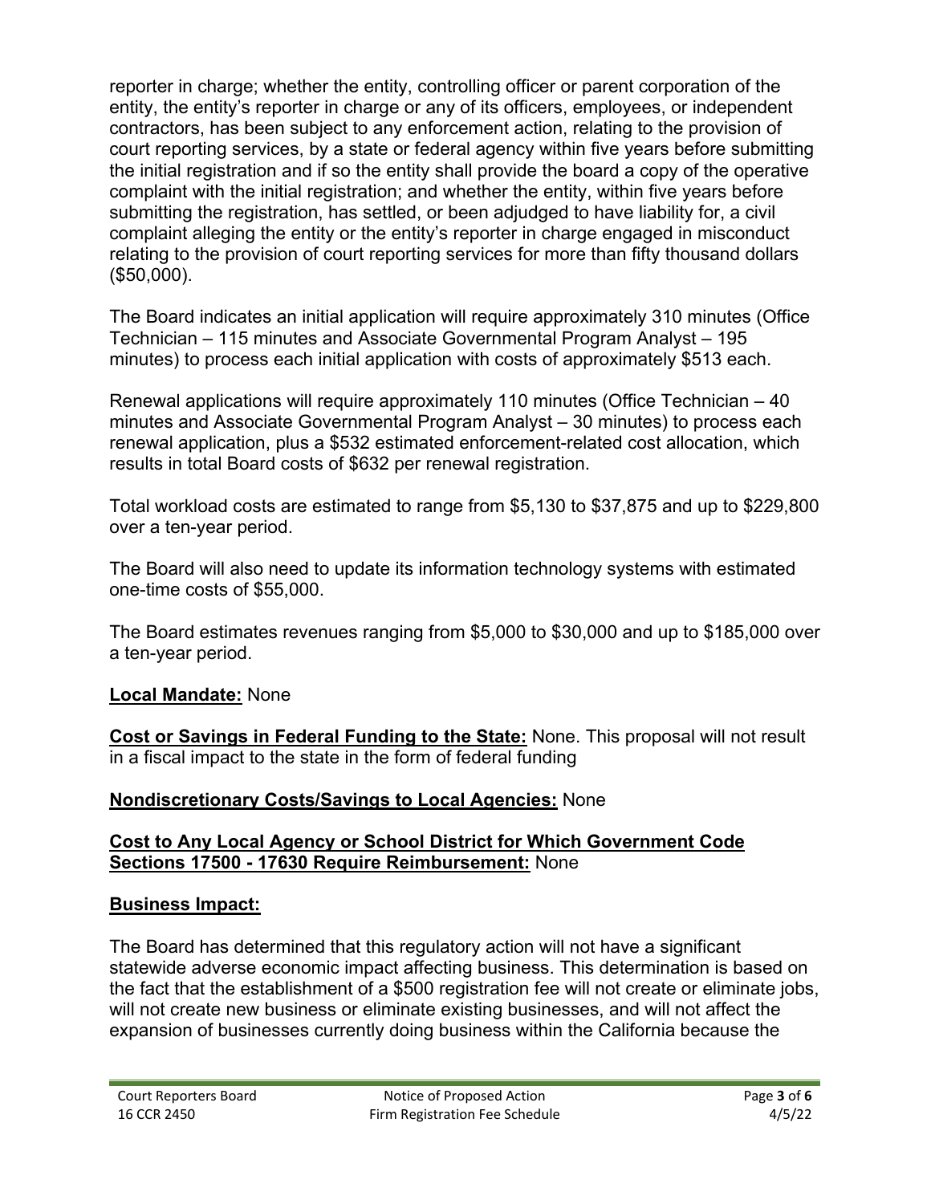reporter in charge; whether the entity, controlling officer or parent corporation of the entity, the entity's reporter in charge or any of its officers, employees, or independent contractors, has been subject to any enforcement action, relating to the provision of court reporting services, by a state or federal agency within five years before submitting the initial registration and if so the entity shall provide the board a copy of the operative complaint with the initial registration; and whether the entity, within five years before submitting the registration, has settled, or been adjudged to have liability for, a civil complaint alleging the entity or the entity's reporter in charge engaged in misconduct relating to the provision of court reporting services for more than fifty thousand dollars ($50,000).

The Board indicates an initial application will require approximately 310 minutes (Office Technician – 115 minutes and Associate Governmental Program Analyst – 195 minutes) to process each initial application with costs of approximately $513 each.

Renewal applications will require approximately 110 minutes (Office Technician – 40 minutes and Associate Governmental Program Analyst – 30 minutes) to process each renewal application, plus a $532 estimated enforcement-related cost allocation, which results in total Board costs of $632 per renewal registration.

Total workload costs are estimated to range from $5,130 to $37,875 and up to $229,800 over a ten-year period.

The Board will also need to update its information technology systems with estimated one-time costs of $55,000.

The Board estimates revenues ranging from $5,000 to $30,000 and up to $185,000 over a ten-year period.

**Local Mandate:** None

**Cost or Savings in Federal Funding to the State:** None. This proposal will not result in a fiscal impact to the state in the form of federal funding

**Nondiscretionary Costs/Savings to Local Agencies:** None

**Cost to Any Local Agency or School District for Which Government Code Sections 17500 - 17630 Require Reimbursement:** None

**Business Impact:**

The Board has determined that this regulatory action will not have a significant statewide adverse economic impact affecting business. This determination is based on the fact that the establishment of a $500 registration fee will not create or eliminate jobs, will not create new business or eliminate existing businesses, and will not affect the expansion of businesses currently doing business within the California because the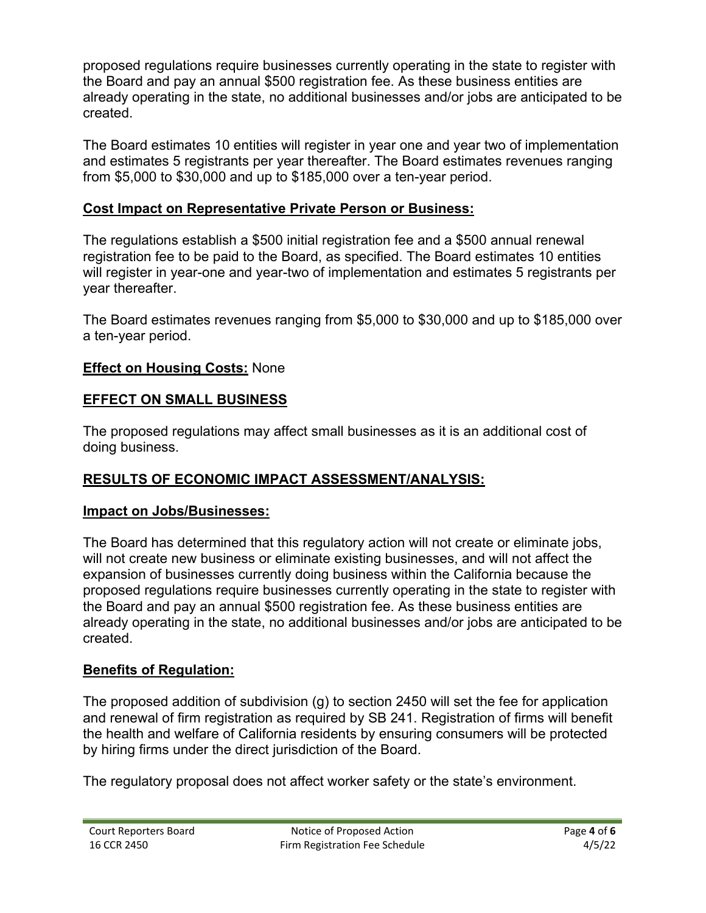proposed regulations require businesses currently operating in the state to register with the Board and pay an annual $500 registration fee. As these business entities are already operating in the state, no additional businesses and/or jobs are anticipated to be created.

The Board estimates 10 entities will register in year one and year two of implementation and estimates 5 registrants per year thereafter. The Board estimates revenues ranging from $5,000 to $30,000 and up to $185,000 over a ten-year period.

**Cost Impact on Representative Private Person or Business:**

The regulations establish a $500 initial registration fee and a $500 annual renewal registration fee to be paid to the Board, as specified. The Board estimates 10 entities will register in year-one and year-two of implementation and estimates 5 registrants per year thereafter.

The Board estimates revenues ranging from $5,000 to $30,000 and up to $185,000 over a ten-year period.

**Effect on Housing Costs:** None

## EFFECT ON SMALL BUSINESS

The proposed regulations may affect small businesses as it is an additional cost of doing business.

## RESULTS OF ECONOMIC IMPACT ASSESSMENT/ANALYSIS:

**Impact on Jobs/Businesses:**

The Board has determined that this regulatory action will not create or eliminate jobs, will not create new business or eliminate existing businesses, and will not affect the expansion of businesses currently doing business within the California because the proposed regulations require businesses currently operating in the state to register with the Board and pay an annual $500 registration fee. As these business entities are already operating in the state, no additional businesses and/or jobs are anticipated to be created.

**Benefits of Regulation:**

The proposed addition of subdivision (g) to section 2450 will set the fee for application and renewal of firm registration as required by SB 241. Registration of firms will benefit the health and welfare of California residents by ensuring consumers will be protected by hiring firms under the direct jurisdiction of the Board.

The regulatory proposal does not affect worker safety or the state's environment.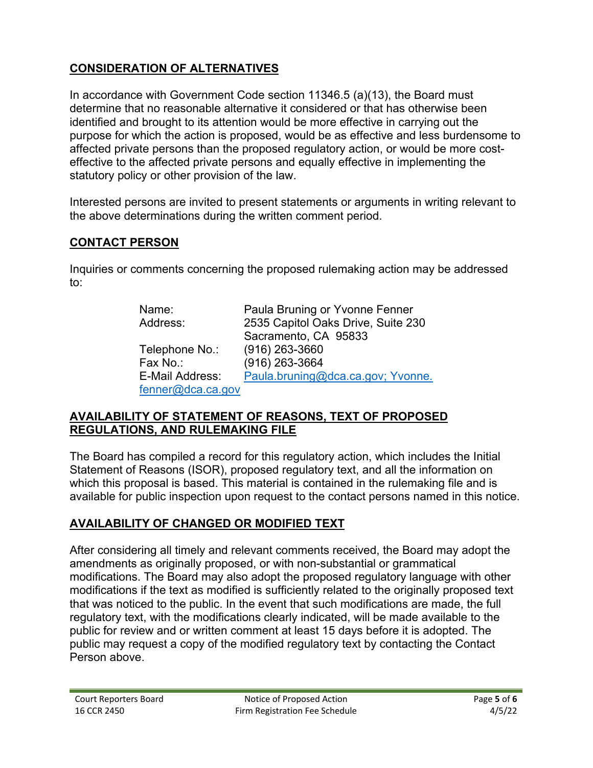## CONSIDERATION OF ALTERNATIVES

In accordance with Government Code section 11346.5 (a)(13), the Board must determine that no reasonable alternative it considered or that has otherwise been identified and brought to its attention would be more effective in carrying out the purpose for which the action is proposed, would be as effective and less burdensome to affected private persons than the proposed regulatory action, or would be more cost-effective to the affected private persons and equally effective in implementing the statutory policy or other provision of the law.

Interested persons are invited to present statements or arguments in writing relevant to the above determinations during the written comment period.

## CONTACT PERSON

Inquiries or comments concerning the proposed rulemaking action may be addressed to:

| | |
|---|---|
| Name: | Paula Bruning or Yvonne Fenner |
| Address: | 2535 Capitol Oaks Drive, Suite 230<br>Sacramento, CA 95833 |
| Telephone No.: | (916) 263-3660 |
| Fax No.: | (916) 263-3664 |
| E-Mail Address: | Paula.bruning@dca.ca.gov; Yvonne.fenner@dca.ca.gov |

## AVAILABILITY OF STATEMENT OF REASONS, TEXT OF PROPOSED REGULATIONS, AND RULEMAKING FILE

The Board has compiled a record for this regulatory action, which includes the Initial Statement of Reasons (ISOR), proposed regulatory text, and all the information on which this proposal is based. This material is contained in the rulemaking file and is available for public inspection upon request to the contact persons named in this notice.

## AVAILABILITY OF CHANGED OR MODIFIED TEXT

After considering all timely and relevant comments received, the Board may adopt the amendments as originally proposed, or with non-substantial or grammatical modifications. The Board may also adopt the proposed regulatory language with other modifications if the text as modified is sufficiently related to the originally proposed text that was noticed to the public. In the event that such modifications are made, the full regulatory text, with the modifications clearly indicated, will be made available to the public for review and or written comment at least 15 days before it is adopted. The public may request a copy of the modified regulatory text by contacting the Contact Person above.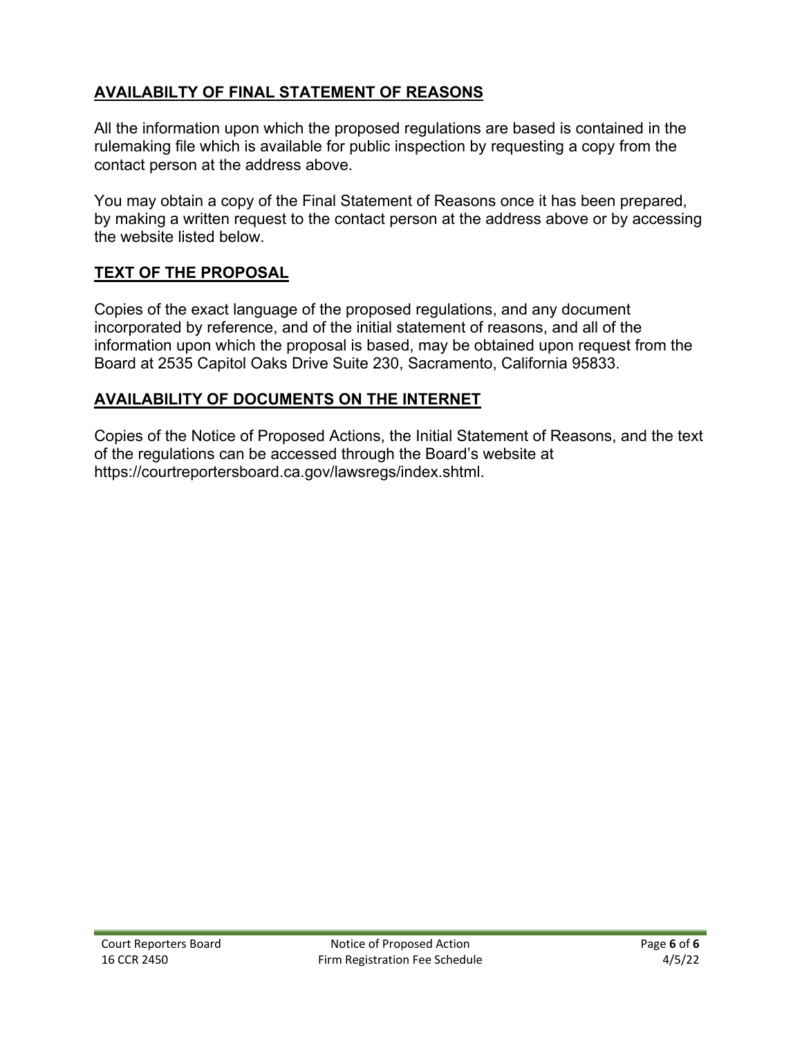## AVAILABILTY OF FINAL STATEMENT OF REASONS

All the information upon which the proposed regulations are based is contained in the rulemaking file which is available for public inspection by requesting a copy from the contact person at the address above.

You may obtain a copy of the Final Statement of Reasons once it has been prepared, by making a written request to the contact person at the address above or by accessing the website listed below.

## TEXT OF THE PROPOSAL

Copies of the exact language of the proposed regulations, and any document incorporated by reference, and of the initial statement of reasons, and all of the information upon which the proposal is based, may be obtained upon request from the Board at 2535 Capitol Oaks Drive Suite 230, Sacramento, California 95833.

## AVAILABILITY OF DOCUMENTS ON THE INTERNET

Copies of the Notice of Proposed Actions, the Initial Statement of Reasons, and the text of the regulations can be accessed through the Board's website at https://courtreportersboard.ca.gov/lawsregs/index.shtml.